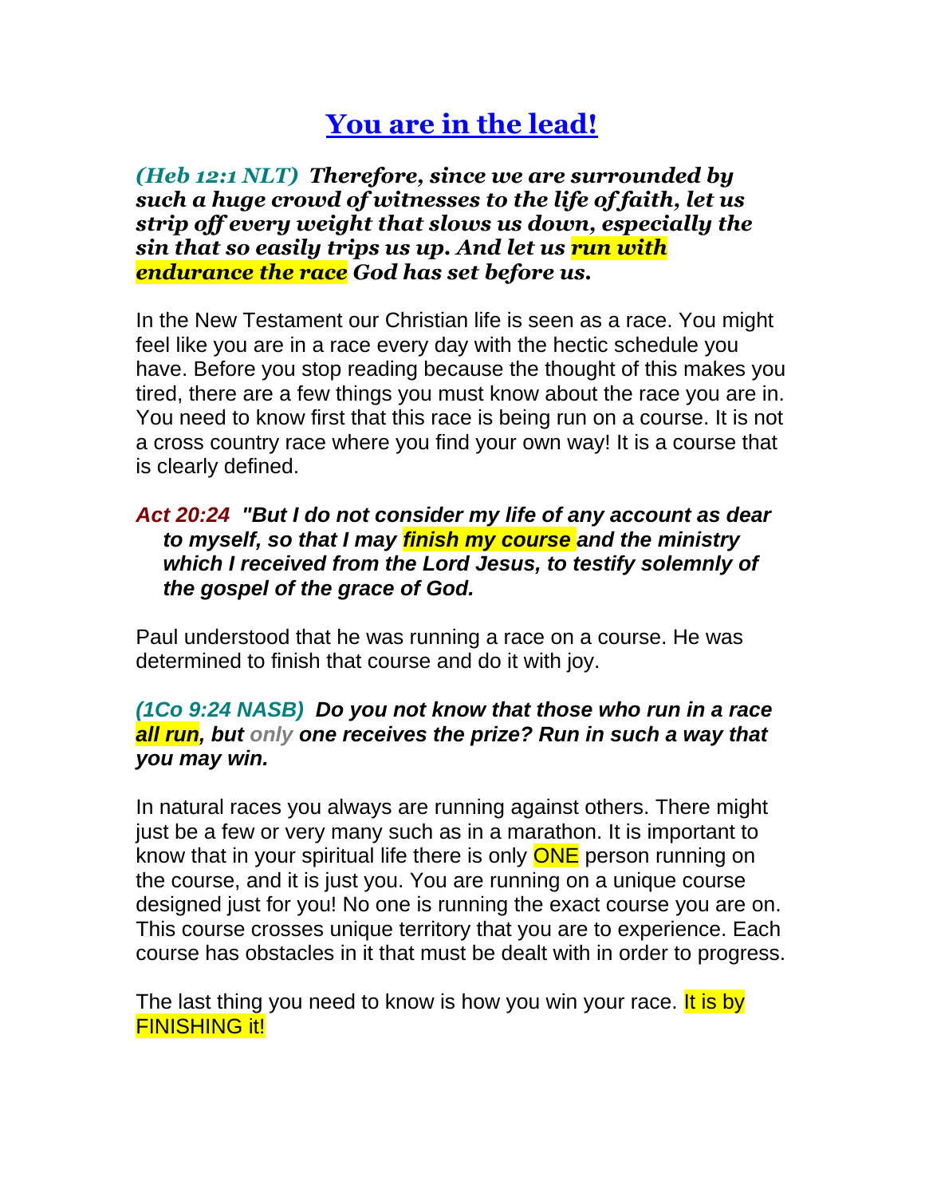# You are in the lead!

***(Heb 12:1 NLT) Therefore, since we are surrounded by such a huge crowd of witnesses to the life of faith, let us strip off every weight that slows us down, especially the sin that so easily trips us up. And let us run with endurance the race God has set before us.***

In the New Testament our Christian life is seen as a race. You might feel like you are in a race every day with the hectic schedule you have. Before you stop reading because the thought of this makes you tired, there are a few things you must know about the race you are in. You need to know first that this race is being run on a course. It is not a cross country race where you find your own way! It is a course that is clearly defined.

***Act 20:24 "But I do not consider my life of any account as dear to myself, so that I may finish my course and the ministry which I received from the Lord Jesus, to testify solemnly of the gospel of the grace of God.***

Paul understood that he was running a race on a course. He was determined to finish that course and do it with joy.

***(1Co 9:24 NASB) Do you not know that those who run in a race all run, but only one receives the prize? Run in such a way that you may win.***

In natural races you always are running against others. There might just be a few or very many such as in a marathon. It is important to know that in your spiritual life there is only ONE person running on the course, and it is just you. You are running on a unique course designed just for you! No one is running the exact course you are on. This course crosses unique territory that you are to experience. Each course has obstacles in it that must be dealt with in order to progress.

The last thing you need to know is how you win your race. It is by FINISHING it!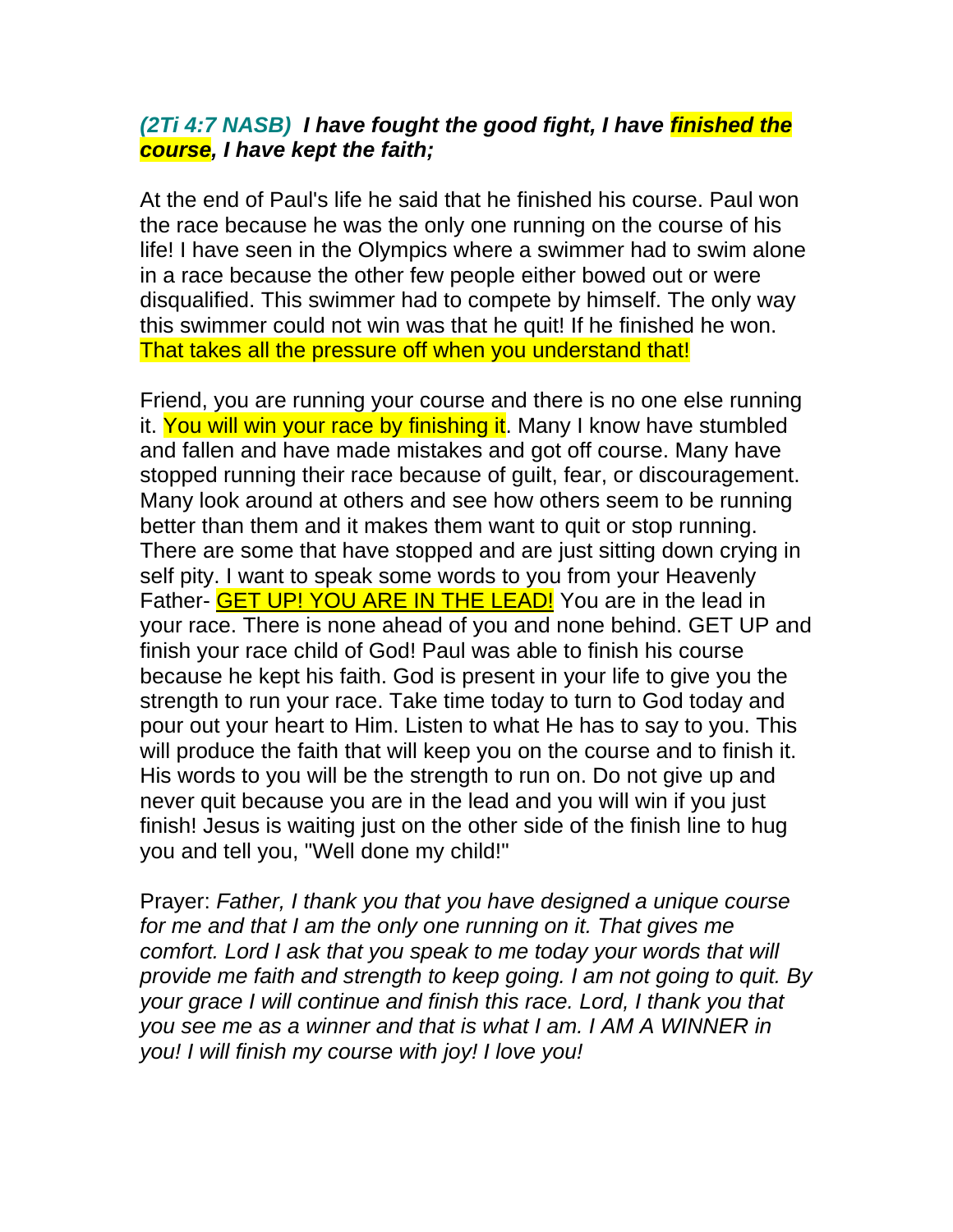***(2Ti 4:7 NASB) I have fought the good fight, I have finished the course, I have kept the faith;***

At the end of Paul's life he said that he finished his course. Paul won the race because he was the only one running on the course of his life! I have seen in the Olympics where a swimmer had to swim alone in a race because the other few people either bowed out or were disqualified. This swimmer had to compete by himself. The only way this swimmer could not win was that he quit! If he finished he won. That takes all the pressure off when you understand that!

Friend, you are running your course and there is no one else running it. You will win your race by finishing it. Many I know have stumbled and fallen and have made mistakes and got off course. Many have stopped running their race because of guilt, fear, or discouragement. Many look around at others and see how others seem to be running better than them and it makes them want to quit or stop running. There are some that have stopped and are just sitting down crying in self pity. I want to speak some words to you from your Heavenly Father- GET UP! YOU ARE IN THE LEAD! You are in the lead in your race. There is none ahead of you and none behind. GET UP and finish your race child of God! Paul was able to finish his course because he kept his faith. God is present in your life to give you the strength to run your race. Take time today to turn to God today and pour out your heart to Him. Listen to what He has to say to you. This will produce the faith that will keep you on the course and to finish it. His words to you will be the strength to run on. Do not give up and never quit because you are in the lead and you will win if you just finish! Jesus is waiting just on the other side of the finish line to hug you and tell you, "Well done my child!"

Prayer: *Father, I thank you that you have designed a unique course for me and that I am the only one running on it. That gives me comfort. Lord I ask that you speak to me today your words that will provide me faith and strength to keep going. I am not going to quit. By your grace I will continue and finish this race. Lord, I thank you that you see me as a winner and that is what I am. I AM A WINNER in you! I will finish my course with joy! I love you!*